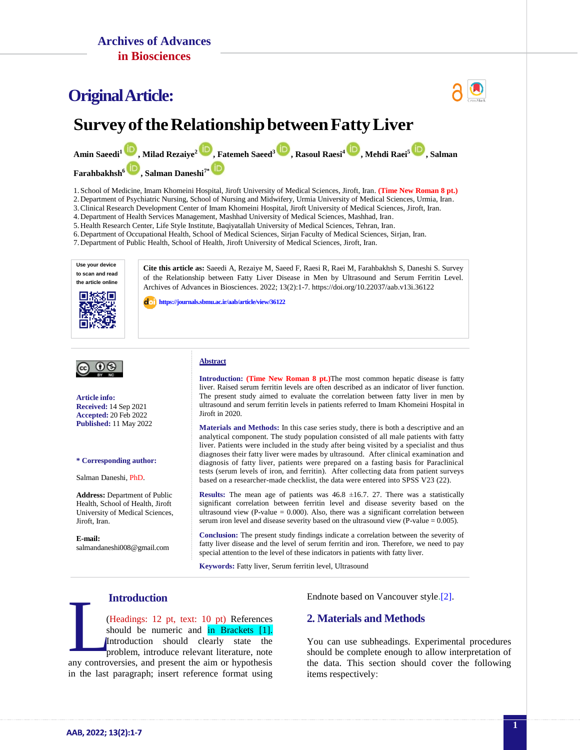Archives of Advances in Biosciences

## Original Article:

# Survey of the Relationship between Fatty Liver

**Amin Saeedi[1], Milad Rezaiye[2], Fatemeh Saeed[3], Rasoul Raesi[4], Mehdi Raei[5], Salman Farahbakhsh[6], Salman Daneshi[7*]**

1. School of Medicine, Imam Khomeini Hospital, Jiroft University of Medical Sciences, Jiroft, Iran. (Time New Roman 8 pt.)
2. Department of Psychiatric Nursing, School of Nursing and Midwifery, Urmia University of Medical Sciences, Urmia, Iran.
3. Clinical Research Development Center of Imam Khomeini Hospital, Jiroft University of Medical Sciences, Jiroft, Iran.
4. Department of Health Services Management, Mashhad University of Medical Sciences, Mashhad, Iran.
5. Health Research Center, Life Style Institute, Baqiyatallah University of Medical Sciences, Tehran, Iran.
6. Department of Occupational Health, School of Medical Sciences, Sirjan Faculty of Medical Sciences, Sirjan, Iran.
7. Department of Public Health, School of Health, Jiroft University of Medical Sciences, Jiroft, Iran.

Use your device to scan and read the article online

**Cite this article as:** Saeedi A, Rezaiye M, Saeed F, Raesi R, Raei M, Farahbakhsh S, Daneshi S. Survey of the Relationship between Fatty Liver Disease in Men by Ultrasound and Serum Ferritin Level. Archives of Advances in Biosciences. 2022; 13(2):1-7. https://doi.org/10.22037/aab.v13i.36122

https://journals.sbmu.ac.ir/aab/article/view/36122

**Article info:**
**Received:** 14 Sep 2021
**Accepted:** 20 Feb 2022
**Published:** 11 May 2022

**\* Corresponding author:**

Salman Daneshi, PhD.

**Address:** Department of Public Health, School of Health, Jiroft University of Medical Sciences, Jiroft, Iran.

**E-mail:**
salmandaneshi008@gmail.com

## Abstract

**Introduction:** (Time New Roman 8 pt.)The most common hepatic disease is fatty liver. Raised serum ferritin levels are often described as an indicator of liver function. The present study aimed to evaluate the correlation between fatty liver in men by ultrasound and serum ferritin levels in patients referred to Imam Khomeini Hospital in Jiroft in 2020.

**Materials and Methods:** In this case series study, there is both a descriptive and an analytical component. The study population consisted of all male patients with fatty liver. Patients were included in the study after being visited by a specialist and thus diagnoses their fatty liver were mades by ultrasound. After clinical examination and diagnosis of fatty liver, patients were prepared on a fasting basis for Paraclinical tests (serum levels of iron, and ferritin). After collecting data from patient surveys based on a researcher-made checklist, the data were entered into SPSS V23 (22).

**Results:** The mean age of patients was 46.8 ±16.7. 27. There was a statistically significant correlation between ferritin level and disease severity based on the ultrasound view (P-value = 0.000). Also, there was a significant correlation between serum iron level and disease severity based on the ultrasound view (P-value = 0.005).

**Conclusion:** The present study findings indicate a correlation between the severity of fatty liver disease and the level of serum ferritin and iron. Therefore, we need to pay special attention to the level of these indicators in patients with fatty liver.

**Keywords:** Fatty liver, Serum ferritin level, Ultrasound

## Introduction

(Headings: 12 pt, text: 10 pt) References should be numeric and in Brackets [1]. Introduction should clearly state the problem, introduce relevant literature, note any controversies, and present the aim or hypothesis in the last paragraph; insert reference format using Endnote based on Vancouver style.[2].

## 2. Materials and Methods

You can use subheadings. Experimental procedures should be complete enough to allow interpretation of the data. This section should cover the following items respectively: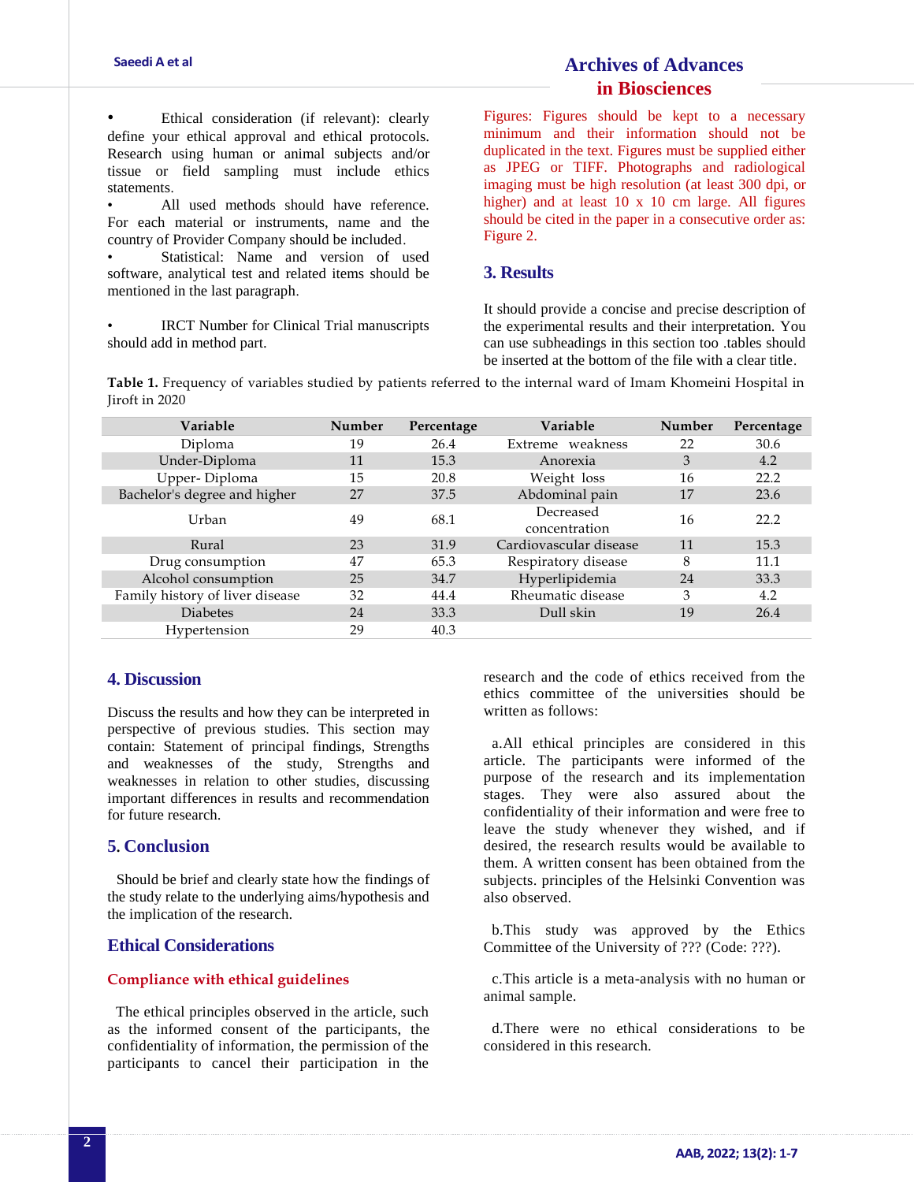- Ethical consideration (if relevant): clearly define your ethical approval and ethical protocols. Research using human or animal subjects and/or tissue or field sampling must include ethics statements.
- All used methods should have reference. For each material or instruments, name and the country of Provider Company should be included.
- Statistical: Name and version of used software, analytical test and related items should be mentioned in the last paragraph.

- IRCT Number for Clinical Trial manuscripts should add in method part.

Figures: Figures should be kept to a necessary minimum and their information should not be duplicated in the text. Figures must be supplied either as JPEG or TIFF. Photographs and radiological imaging must be high resolution (at least 300 dpi, or higher) and at least 10 x 10 cm large. All figures should be cited in the paper in a consecutive order as: Figure 2.

## 3. Results

It should provide a concise and precise description of the experimental results and their interpretation. You can use subheadings in this section too .tables should be inserted at the bottom of the file with a clear title.

**Table 1.** Frequency of variables studied by patients referred to the internal ward of Imam Khomeini Hospital in Jiroft in 2020

| Variable | Number | Percentage | Variable | Number | Percentage |
|---|---|---|---|---|---|
| Diploma | 19 | 26.4 | Extreme weakness | 22 | 30.6 |
| Under-Diploma | 11 | 15.3 | Anorexia | 3 | 4.2 |
| Upper- Diploma | 15 | 20.8 | Weight loss | 16 | 22.2 |
| Bachelor's degree and higher | 27 | 37.5 | Abdominal pain | 17 | 23.6 |
| Urban | 49 | 68.1 | Decreased concentration | 16 | 22.2 |
| Rural | 23 | 31.9 | Cardiovascular disease | 11 | 15.3 |
| Drug consumption | 47 | 65.3 | Respiratory disease | 8 | 11.1 |
| Alcohol consumption | 25 | 34.7 | Hyperlipidemia | 24 | 33.3 |
| Family history of liver disease | 32 | 44.4 | Rheumatic disease | 3 | 4.2 |
| Diabetes | 24 | 33.3 | Dull skin | 19 | 26.4 |
| Hypertension | 29 | 40.3 | | | |

## 4. Discussion

Discuss the results and how they can be interpreted in perspective of previous studies. This section may contain: Statement of principal findings, Strengths and weaknesses of the study, Strengths and weaknesses in relation to other studies, discussing important differences in results and recommendation for future research.

## 5. Conclusion

Should be brief and clearly state how the findings of the study relate to the underlying aims/hypothesis and the implication of the research.

## Ethical Considerations

### Compliance with ethical guidelines

The ethical principles observed in the article, such as the informed consent of the participants, the confidentiality of information, the permission of the participants to cancel their participation in the research and the code of ethics received from the ethics committee of the universities should be written as follows:

a.All ethical principles are considered in this article. The participants were informed of the purpose of the research and its implementation stages. They were also assured about the confidentiality of their information and were free to leave the study whenever they wished, and if desired, the research results would be available to them. A written consent has been obtained from the subjects. principles of the Helsinki Convention was also observed.

b.This study was approved by the Ethics Committee of the University of ??? (Code: ???).

c.This article is a meta-analysis with no human or animal sample.

d.There were no ethical considerations to be considered in this research.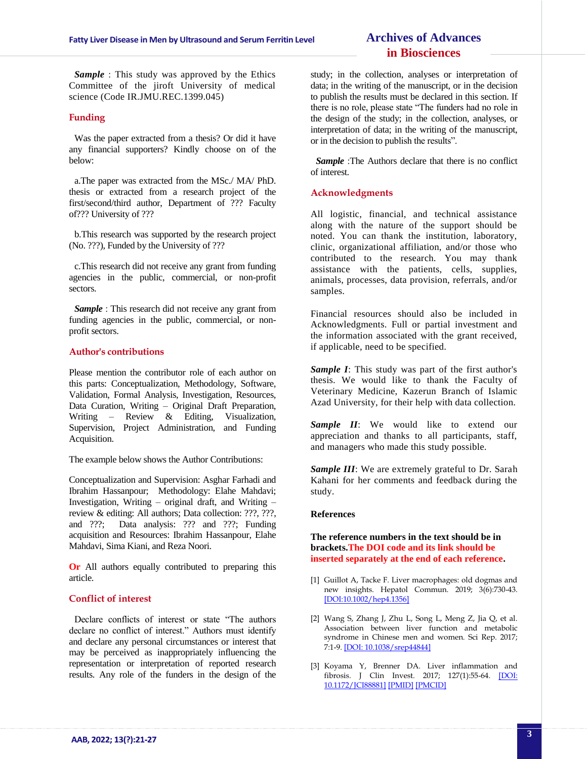***Sample*** : This study was approved by the Ethics Committee of the jiroft University of medical science (Code IR.JMU.REC.1399.045)

## Funding

Was the paper extracted from a thesis? Or did it have any financial supporters? Kindly choose on of the below:

a.The paper was extracted from the MSc./ MA/ PhD. thesis or extracted from a research project of the first/second/third author, Department of ??? Faculty of??? University of ???

b.This research was supported by the research project (No. ???), Funded by the University of ???

c.This research did not receive any grant from funding agencies in the public, commercial, or non-profit sectors.

***Sample*** : This research did not receive any grant from funding agencies in the public, commercial, or non-profit sectors.

## Author's contributions

Please mention the contributor role of each author on this parts: Conceptualization, Methodology, Software, Validation, Formal Analysis, Investigation, Resources, Data Curation, Writing – Original Draft Preparation, Writing – Review & Editing, Visualization, Supervision, Project Administration, and Funding Acquisition.

The example below shows the Author Contributions:

Conceptualization and Supervision: Asghar Farhadi and Ibrahim Hassanpour; Methodology: Elahe Mahdavi; Investigation, Writing – original draft, and Writing – review & editing: All authors; Data collection: ???, ???, and ???; Data analysis: ??? and ???; Funding acquisition and Resources: Ibrahim Hassanpour, Elahe Mahdavi, Sima Kiani, and Reza Noori.

**Or** All authors equally contributed to preparing this article.

## Conflict of interest

Declare conflicts of interest or state “The authors declare no conflict of interest.” Authors must identify and declare any personal circumstances or interest that may be perceived as inappropriately influencing the representation or interpretation of reported research results. Any role of the funders in the design of the study; in the collection, analyses or interpretation of data; in the writing of the manuscript, or in the decision to publish the results must be declared in this section. If there is no role, please state “The funders had no role in the design of the study; in the collection, analyses, or interpretation of data; in the writing of the manuscript, or in the decision to publish the results”.

***Sample*** :The Authors declare that there is no conflict of interest.

## Acknowledgments

All logistic, financial, and technical assistance along with the nature of the support should be noted. You can thank the institution, laboratory, clinic, organizational affiliation, and/or those who contributed to the research. You may thank assistance with the patients, cells, supplies, animals, processes, data provision, referrals, and/or samples.

Financial resources should also be included in Acknowledgments. Full or partial investment and the information associated with the grant received, if applicable, need to be specified.

***Sample I***: This study was part of the first author's thesis. We would like to thank the Faculty of Veterinary Medicine, Kazerun Branch of Islamic Azad University, for their help with data collection.

***Sample II***: We would like to extend our appreciation and thanks to all participants, staff, and managers who made this study possible.

***Sample III***: We are extremely grateful to Dr. Sarah Kahani for her comments and feedback during the study.

## References

**The reference numbers in the text should be in brackets. The DOI code and its link should be inserted separately at the end of each reference.**

[1] Guillot A, Tacke F. Liver macrophages: old dogmas and new insights. Hepatol Commun. 2019; 3(6):730-43. [DOI:10.1002/hep4.1356]

[2] Wang S, Zhang J, Zhu L, Song L, Meng Z, Jia Q, et al. Association between liver function and metabolic syndrome in Chinese men and women. Sci Rep. 2017; 7:1-9. [DOI: 10.1038/srep44844]

[3] Koyama Y, Brenner DA. Liver inflammation and fibrosis. J Clin Invest. 2017; 127(1):55-64. [DOI: 10.1172/JCI88881] [PMID] [PMCID]